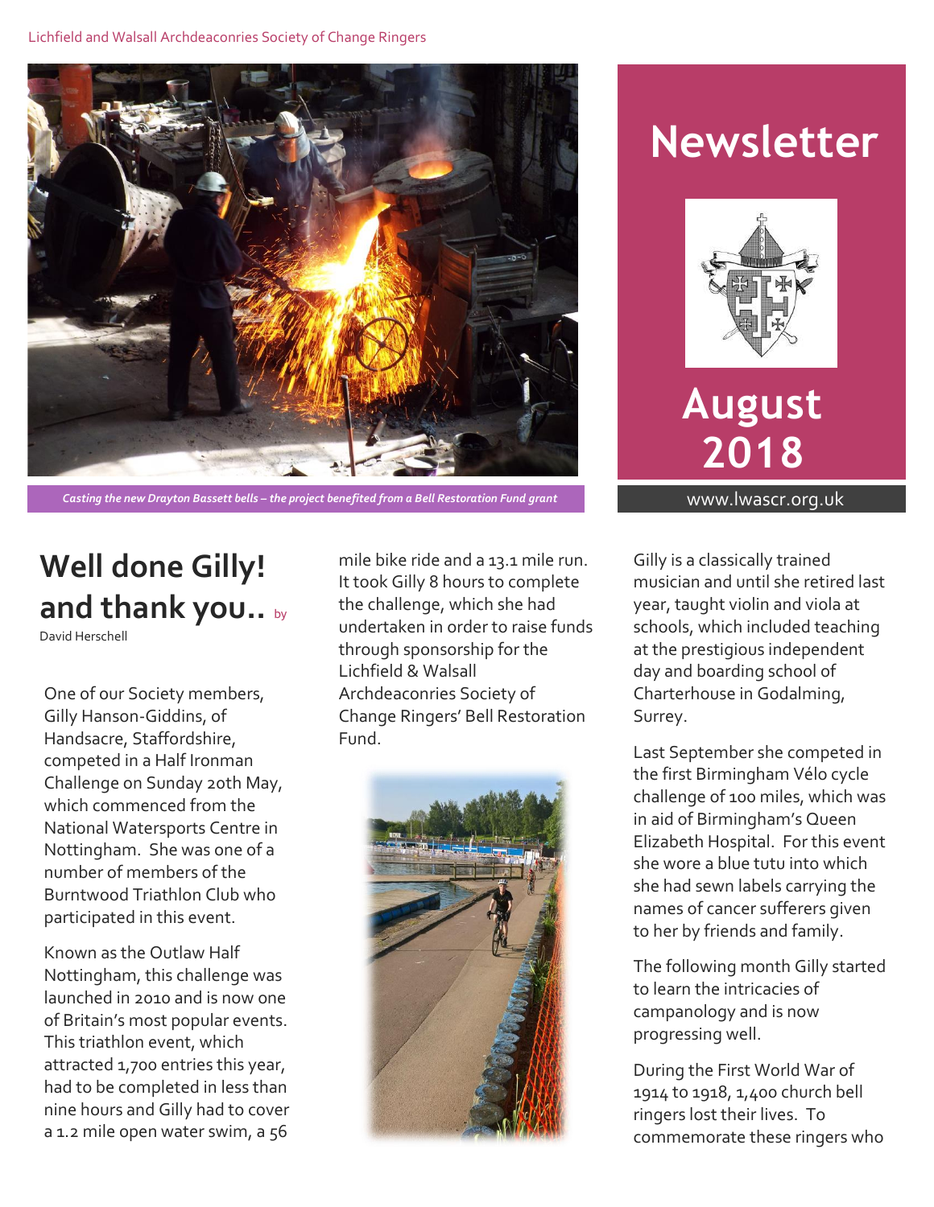Lichfield and Walsall Archdeaconries Society of Change Ringers

*Casting the new Drayton Bassett bells – the project benefited from a Bell Restoration Fund grant*

# Newsletter

# August 2018

www.lwascr.org.uk

## Well done Gilly! and thank you.. by David Herschell

One of our Society members, Gilly Hanson-Giddins, of Handsacre, Staffordshire, competed in a Half Ironman Challenge on Sunday 20th May, which commenced from the National Watersports Centre in Nottingham. She was one of a number of members of the Burntwood Triathlon Club who participated in this event.

Known as the Outlaw Half Nottingham, this challenge was launched in 2010 and is now one of Britain's most popular events. This triathlon event, which attracted 1,700 entries this year, had to be completed in less than nine hours and Gilly had to cover a 1.2 mile open water swim, a 56 mile bike ride and a 13.1 mile run. It took Gilly 8 hours to complete the challenge, which she had undertaken in order to raise funds through sponsorship for the Lichfield & Walsall Archdeaconries Society of Change Ringers' Bell Restoration Fund.

Gilly is a classically trained musician and until she retired last year, taught violin and viola at schools, which included teaching at the prestigious independent day and boarding school of Charterhouse in Godalming, Surrey.

Last September she competed in the first Birmingham Vélo cycle challenge of 100 miles, which was in aid of Birmingham's Queen Elizabeth Hospital. For this event she wore a blue tutu into which she had sewn labels carrying the names of cancer sufferers given to her by friends and family.

The following month Gilly started to learn the intricacies of campanology and is now progressing well.

During the First World War of 1914 to 1918, 1,400 church bell ringers lost their lives. To commemorate these ringers who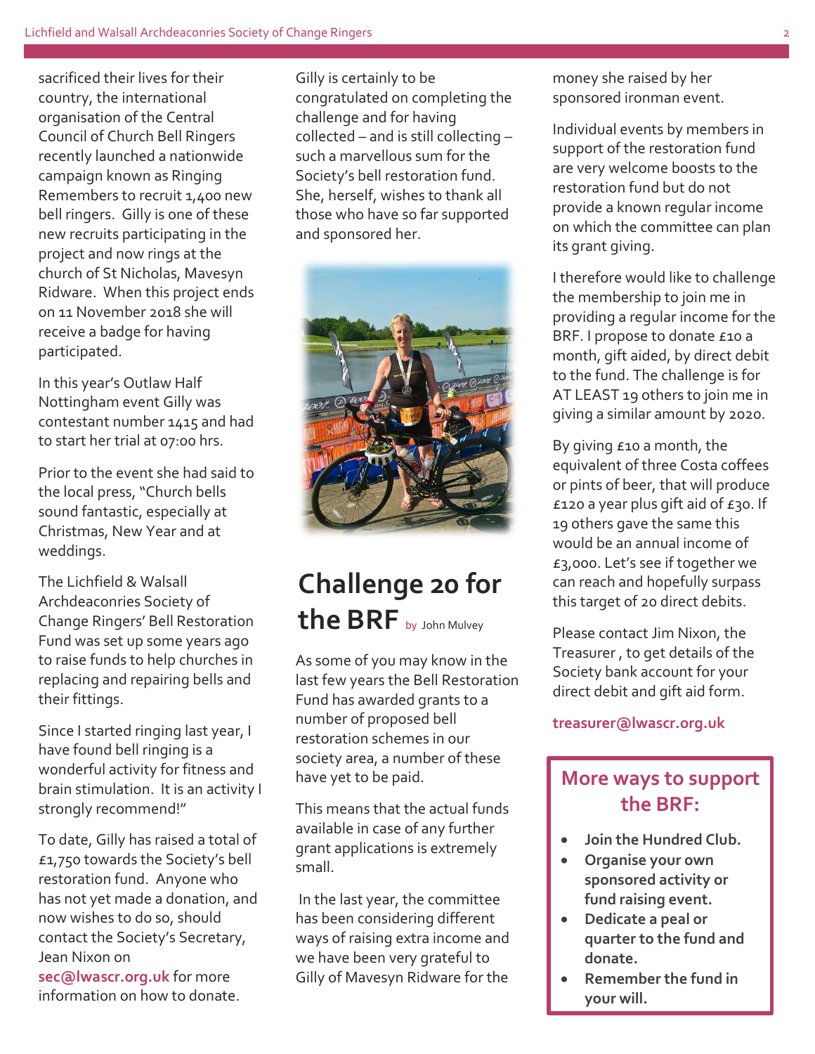sacrificed their lives for their country, the international organisation of the Central Council of Church Bell Ringers recently launched a nationwide campaign known as Ringing Remembers to recruit 1,400 new bell ringers. Gilly is one of these new recruits participating in the project and now rings at the church of St Nicholas, Mavesyn Ridware. When this project ends on 11 November 2018 she will receive a badge for having participated.

In this year's Outlaw Half Nottingham event Gilly was contestant number 1415 and had to start her trial at 07:00 hrs.

Prior to the event she had said to the local press, "Church bells sound fantastic, especially at Christmas, New Year and at weddings.

The Lichfield & Walsall Archdeaconries Society of Change Ringers' Bell Restoration Fund was set up some years ago to raise funds to help churches in replacing and repairing bells and their fittings.

Since I started ringing last year, I have found bell ringing is a wonderful activity for fitness and brain stimulation. It is an activity I strongly recommend!"

To date, Gilly has raised a total of £1,750 towards the Society's bell restoration fund. Anyone who has not yet made a donation, and now wishes to do so, should contact the Society's Secretary, Jean Nixon on **sec@lwascr.org.uk** for more information on how to donate.

Gilly is certainly to be congratulated on completing the challenge and for having collected – and is still collecting – such a marvellous sum for the Society's bell restoration fund. She, herself, wishes to thank all those who have so far supported and sponsored her.

## Challenge 20 for the BRF

by John Mulvey

As some of you may know in the last few years the Bell Restoration Fund has awarded grants to a number of proposed bell restoration schemes in our society area, a number of these have yet to be paid.

This means that the actual funds available in case of any further grant applications is extremely small.

In the last year, the committee has been considering different ways of raising extra income and we have been very grateful to Gilly of Mavesyn Ridware for the money she raised by her sponsored ironman event.

Individual events by members in support of the restoration fund are very welcome boosts to the restoration fund but do not provide a known regular income on which the committee can plan its grant giving.

I therefore would like to challenge the membership to join me in providing a regular income for the BRF. I propose to donate £10 a month, gift aided, by direct debit to the fund. The challenge is for AT LEAST 19 others to join me in giving a similar amount by 2020.

By giving £10 a month, the equivalent of three Costa coffees or pints of beer, that will produce £120 a year plus gift aid of £30. If 19 others gave the same this would be an annual income of £3,000. Let's see if together we can reach and hopefully surpass this target of 20 direct debits.

Please contact Jim Nixon, the Treasurer , to get details of the Society bank account for your direct debit and gift aid form.

**treasurer@lwascr.org.uk**

### More ways to support the BRF:

- **Join the Hundred Club.**
- **Organise your own sponsored activity or fund raising event.**
- **Dedicate a peal or quarter to the fund and donate.**
- **Remember the fund in your will.**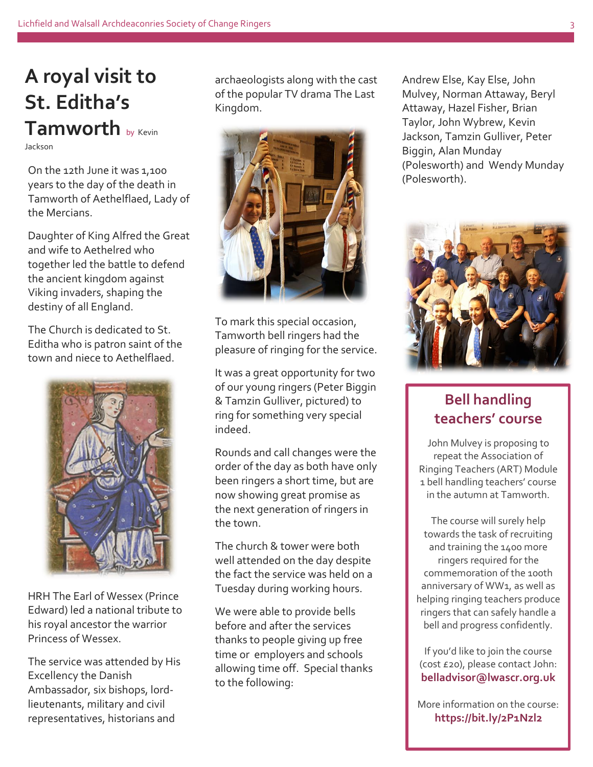# A royal visit to St. Editha's Tamworth

by Kevin Jackson

On the 12th June it was 1,100 years to the day of the death in Tamworth of Aethelflaed, Lady of the Mercians.

Daughter of King Alfred the Great and wife to Aethelred who together led the battle to defend the ancient kingdom against Viking invaders, shaping the destiny of all England.

The Church is dedicated to St. Editha who is patron saint of the town and niece to Aethelflaed.

HRH The Earl of Wessex (Prince Edward) led a national tribute to his royal ancestor the warrior Princess of Wessex.

The service was attended by His Excellency the Danish Ambassador, six bishops, lord-lieutenants, military and civil representatives, historians and archaeologists along with the cast of the popular TV drama The Last Kingdom.

To mark this special occasion, Tamworth bell ringers had the pleasure of ringing for the service.

It was a great opportunity for two of our young ringers (Peter Biggin & Tamzin Gulliver, pictured) to ring for something very special indeed.

Rounds and call changes were the order of the day as both have only been ringers a short time, but are now showing great promise as the next generation of ringers in the town.

The church & tower were both well attended on the day despite the fact the service was held on a Tuesday during working hours.

We were able to provide bells before and after the services thanks to people giving up free time or employers and schools allowing time off. Special thanks to the following:

Andrew Else, Kay Else, John Mulvey, Norman Attaway, Beryl Attaway, Hazel Fisher, Brian Taylor, John Wybrew, Kevin Jackson, Tamzin Gulliver, Peter Biggin, Alan Munday (Polesworth) and Wendy Munday (Polesworth).

## Bell handling teachers' course

John Mulvey is proposing to repeat the Association of Ringing Teachers (ART) Module 1 bell handling teachers' course in the autumn at Tamworth.

The course will surely help towards the task of recruiting and training the 1400 more ringers required for the commemoration of the 100th anniversary of WW1, as well as helping ringing teachers produce ringers that can safely handle a bell and progress confidently.

If you'd like to join the course (cost £20), please contact John: **belladvisor@lwascr.org.uk**

More information on the course: **https://bit.ly/2P1Nzl2**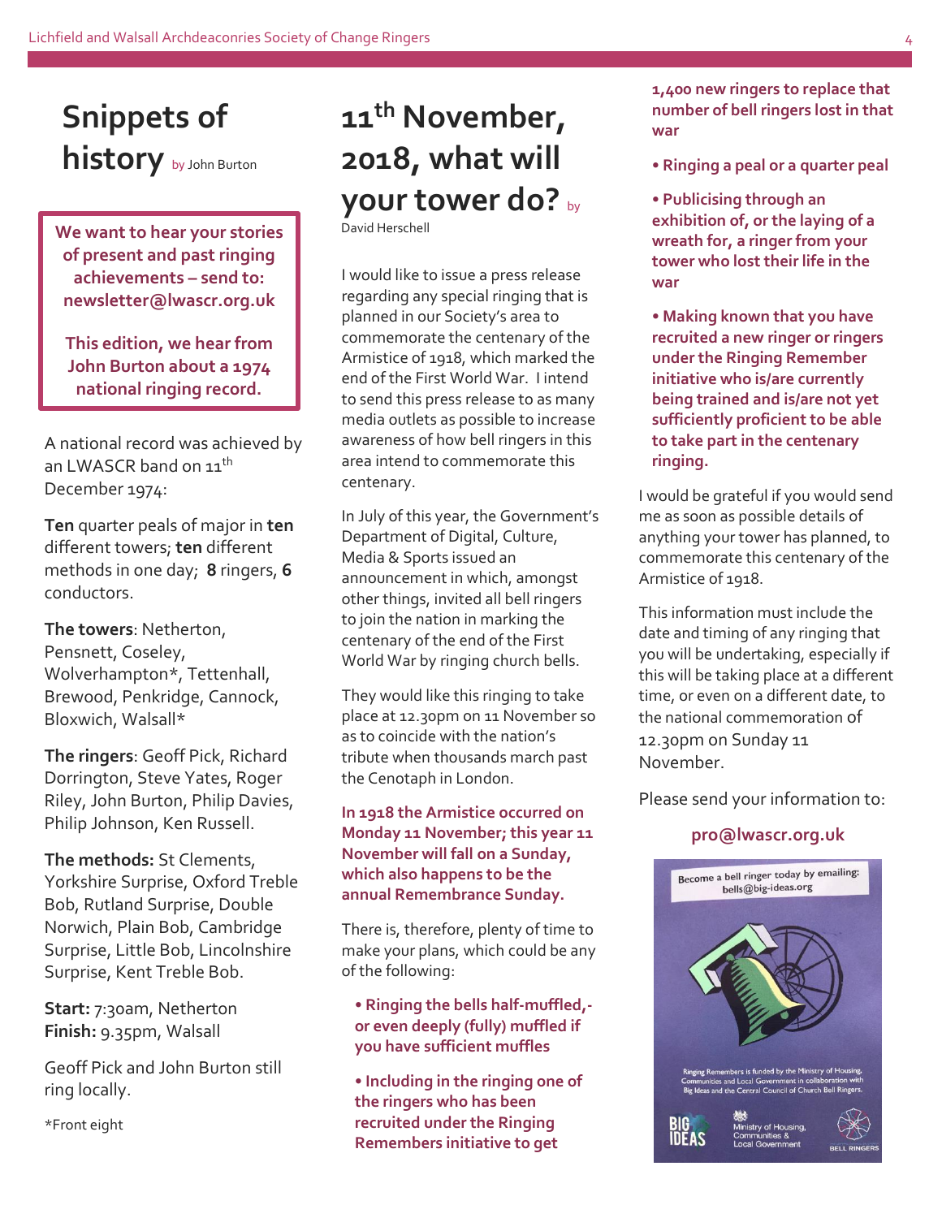# Snippets of history

by John Burton

**We want to hear your stories of present and past ringing achievements – send to: newsletter@lwascr.org.uk**

**This edition, we hear from John Burton about a 1974 national ringing record.**

A national record was achieved by an LWASCR band on 11th December 1974:

**Ten** quarter peals of major in **ten** different towers; **ten** different methods in one day; **8** ringers, **6** conductors.

**The towers**: Netherton, Pensnett, Coseley, Wolverhampton*, Tettenhall, Brewood, Penkridge, Cannock, Bloxwich, Walsall*

**The ringers**: Geoff Pick, Richard Dorrington, Steve Yates, Roger Riley, John Burton, Philip Davies, Philip Johnson, Ken Russell.

**The methods:** St Clements, Yorkshire Surprise, Oxford Treble Bob, Rutland Surprise, Double Norwich, Plain Bob, Cambridge Surprise, Little Bob, Lincolnshire Surprise, Kent Treble Bob.

**Start:** 7:30am, Netherton
**Finish:** 9.35pm, Walsall

Geoff Pick and John Burton still ring locally.

*Front eight

# 11th November, 2018, what will your tower do?

by David Herschell

I would like to issue a press release regarding any special ringing that is planned in our Society's area to commemorate the centenary of the Armistice of 1918, which marked the end of the First World War. I intend to send this press release to as many media outlets as possible to increase awareness of how bell ringers in this area intend to commemorate this centenary.

In July of this year, the Government's Department of Digital, Culture, Media & Sports issued an announcement in which, amongst other things, invited all bell ringers to join the nation in marking the centenary of the end of the First World War by ringing church bells.

They would like this ringing to take place at 12.30pm on 11 November so as to coincide with the nation's tribute when thousands march past the Cenotaph in London.

**In 1918 the Armistice occurred on Monday 11 November; this year 11 November will fall on a Sunday, which also happens to be the annual Remembrance Sunday.**

There is, therefore, plenty of time to make your plans, which could be any of the following:

- **Ringing the bells half-muffled,- or even deeply (fully) muffled if you have sufficient muffles**
- **Including in the ringing one of the ringers who has been recruited under the Ringing Remembers initiative to get 1,400 new ringers to replace that number of bell ringers lost in that war**
- **Ringing a peal or a quarter peal**
- **Publicising through an exhibition of, or the laying of a wreath for, a ringer from your tower who lost their life in the war**
- **Making known that you have recruited a new ringer or ringers under the Ringing Remember initiative who is/are currently being trained and is/are not yet sufficiently proficient to be able to take part in the centenary ringing.**

I would be grateful if you would send me as soon as possible details of anything your tower has planned, to commemorate this centenary of the Armistice of 1918.

This information must include the date and timing of any ringing that you will be undertaking, especially if this will be taking place at a different time, or even on a different date, to the national commemoration of 12.30pm on Sunday 11 November.

Please send your information to:

**pro@lwascr.org.uk**

Become a bell ringer today by emailing: bells@big-ideas.org

Ringing Remembers is funded by the Ministry of Housing, Communities and Local Government in collaboration with Big Ideas and the Central Council of Church Bell Ringers.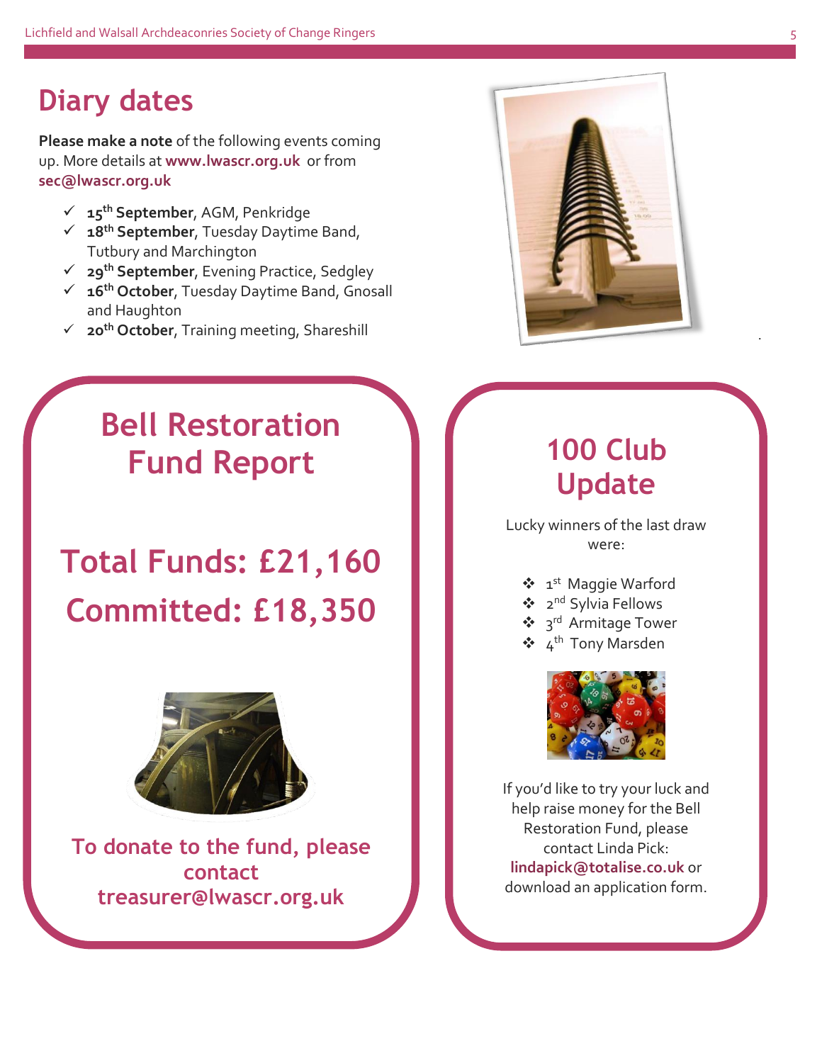## Diary dates

**Please make a note** of the following events coming up. More details at **www.lwascr.org.uk** or from **sec@lwascr.org.uk**

- ✓ **15th September**, AGM, Penkridge
- ✓ **18th September**, Tuesday Daytime Band, Tutbury and Marchington
- ✓ **29th September**, Evening Practice, Sedgley
- ✓ **16th October**, Tuesday Daytime Band, Gnosall and Haughton
- ✓ **20th October**, Training meeting, Shareshill

## Bell Restoration Fund Report

### Total Funds: £21,160

### Committed: £18,350

**To donate to the fund, please contact treasurer@lwascr.org.uk**

## 100 Club Update

Lucky winners of the last draw were:

- 1st Maggie Warford
- 2nd Sylvia Fellows
- 3rd Armitage Tower
- 4th Tony Marsden

If you'd like to try your luck and help raise money for the Bell Restoration Fund, please contact Linda Pick: **lindapick@totalise.co.uk** or download an application form.